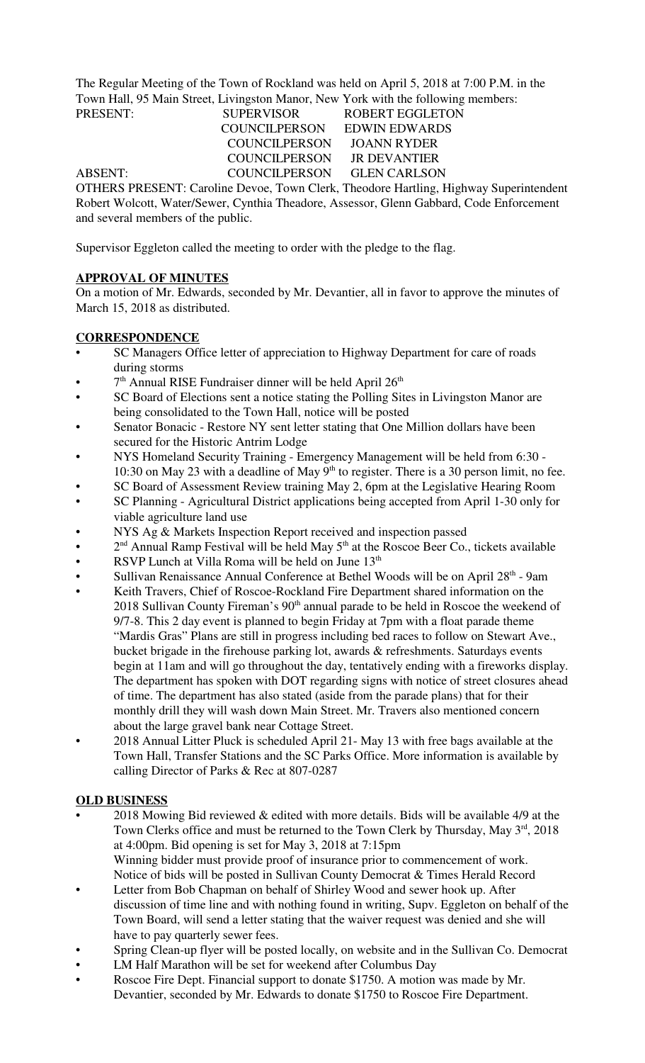The Regular Meeting of the Town of Rockland was held on April 5, 2018 at 7:00 P.M. in the Town Hall, 95 Main Street, Livingston Manor, New York with the following members:

| | | |
|---|---|---|
| PRESENT: | SUPERVISOR | ROBERT EGGLETON |
| | COUNCILPERSON | EDWIN EDWARDS |
| | COUNCILPERSON | JOANN RYDER |
| | COUNCILPERSON | JR DEVANTIER |
| ABSENT: | COUNCILPERSON | GLEN CARLSON |

OTHERS PRESENT: Caroline Devoe, Town Clerk, Theodore Hartling, Highway Superintendent Robert Wolcott, Water/Sewer, Cynthia Theadore, Assessor, Glenn Gabbard, Code Enforcement and several members of the public.

Supervisor Eggleton called the meeting to order with the pledge to the flag.

## APPROVAL OF MINUTES

On a motion of Mr. Edwards, seconded by Mr. Devantier, all in favor to approve the minutes of March 15, 2018 as distributed.

## CORRESPONDENCE

- SC Managers Office letter of appreciation to Highway Department for care of roads during storms
- 7th Annual RISE Fundraiser dinner will be held April 26th
- SC Board of Elections sent a notice stating the Polling Sites in Livingston Manor are being consolidated to the Town Hall, notice will be posted
- Senator Bonacic - Restore NY sent letter stating that One Million dollars have been secured for the Historic Antrim Lodge
- NYS Homeland Security Training - Emergency Management will be held from 6:30 - 10:30 on May 23 with a deadline of May 9th to register. There is a 30 person limit, no fee.
- SC Board of Assessment Review training May 2, 6pm at the Legislative Hearing Room
- SC Planning - Agricultural District applications being accepted from April 1-30 only for viable agriculture land use
- NYS Ag & Markets Inspection Report received and inspection passed
- 2nd Annual Ramp Festival will be held May 5th at the Roscoe Beer Co., tickets available
- RSVP Lunch at Villa Roma will be held on June 13th
- Sullivan Renaissance Annual Conference at Bethel Woods will be on April 28th - 9am
- Keith Travers, Chief of Roscoe-Rockland Fire Department shared information on the 2018 Sullivan County Fireman's 90th annual parade to be held in Roscoe the weekend of 9/7-8. This 2 day event is planned to begin Friday at 7pm with a float parade theme "Mardis Gras" Plans are still in progress including bed races to follow on Stewart Ave., bucket brigade in the firehouse parking lot, awards & refreshments. Saturdays events begin at 11am and will go throughout the day, tentatively ending with a fireworks display. The department has spoken with DOT regarding signs with notice of street closures ahead of time. The department has also stated (aside from the parade plans) that for their monthly drill they will wash down Main Street. Mr. Travers also mentioned concern about the large gravel bank near Cottage Street.
- 2018 Annual Litter Pluck is scheduled April 21- May 13 with free bags available at the Town Hall, Transfer Stations and the SC Parks Office. More information is available by calling Director of Parks & Rec at 807-0287

## OLD BUSINESS

- 2018 Mowing Bid reviewed & edited with more details. Bids will be available 4/9 at the Town Clerks office and must be returned to the Town Clerk by Thursday, May 3rd, 2018 at 4:00pm. Bid opening is set for May 3, 2018 at 7:15pm
  Winning bidder must provide proof of insurance prior to commencement of work. Notice of bids will be posted in Sullivan County Democrat & Times Herald Record
- Letter from Bob Chapman on behalf of Shirley Wood and sewer hook up. After discussion of time line and with nothing found in writing, Supv. Eggleton on behalf of the Town Board, will send a letter stating that the waiver request was denied and she will have to pay quarterly sewer fees.
- Spring Clean-up flyer will be posted locally, on website and in the Sullivan Co. Democrat
- LM Half Marathon will be set for weekend after Columbus Day
- Roscoe Fire Dept. Financial support to donate $1750. A motion was made by Mr. Devantier, seconded by Mr. Edwards to donate $1750 to Roscoe Fire Department.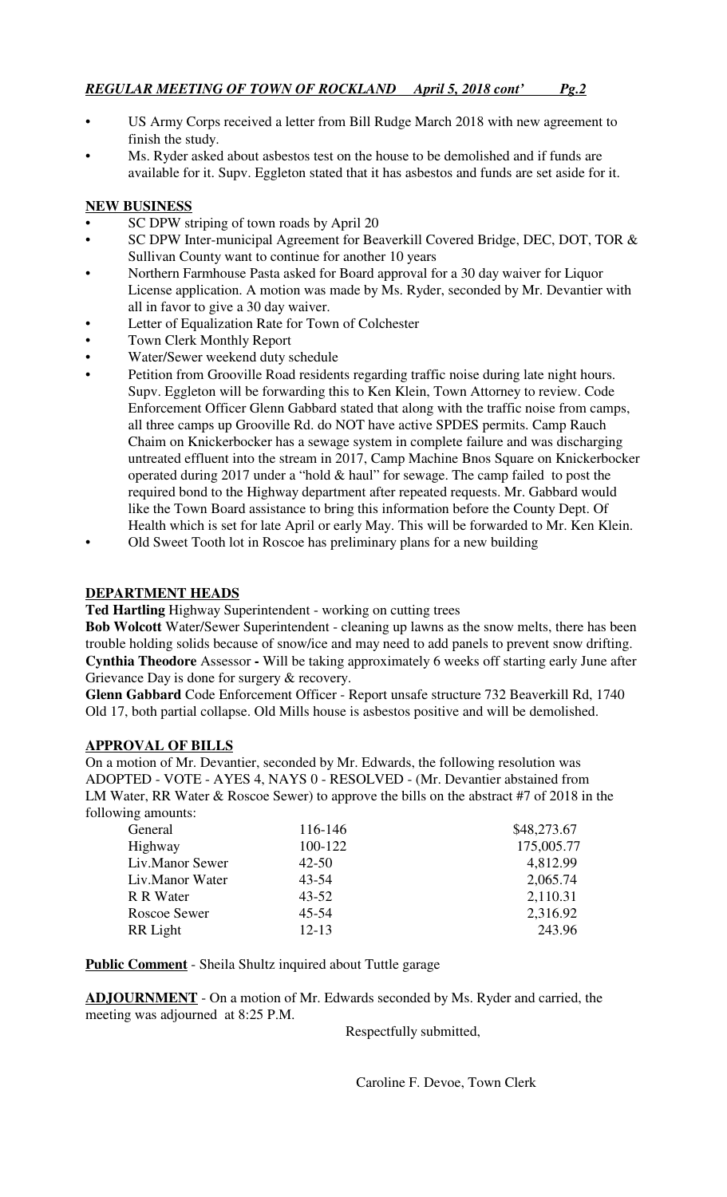## *REGULAR MEETING OF TOWN OF ROCKLAND April 5, 2018 cont' Pg.2*

- US Army Corps received a letter from Bill Rudge March 2018 with new agreement to finish the study.
- Ms. Ryder asked about asbestos test on the house to be demolished and if funds are available for it. Supv. Eggleton stated that it has asbestos and funds are set aside for it.

**NEW BUSINESS**

- SC DPW striping of town roads by April 20
- SC DPW Inter-municipal Agreement for Beaverkill Covered Bridge, DEC, DOT, TOR & Sullivan County want to continue for another 10 years
- Northern Farmhouse Pasta asked for Board approval for a 30 day waiver for Liquor License application. A motion was made by Ms. Ryder, seconded by Mr. Devantier with all in favor to give a 30 day waiver.
- Letter of Equalization Rate for Town of Colchester
- Town Clerk Monthly Report
- Water/Sewer weekend duty schedule
- Petition from Grooville Road residents regarding traffic noise during late night hours. Supv. Eggleton will be forwarding this to Ken Klein, Town Attorney to review. Code Enforcement Officer Glenn Gabbard stated that along with the traffic noise from camps, all three camps up Grooville Rd. do NOT have active SPDES permits. Camp Rauch Chaim on Knickerbocker has a sewage system in complete failure and was discharging untreated effluent into the stream in 2017, Camp Machine Bnos Square on Knickerbocker operated during 2017 under a "hold & haul" for sewage. The camp failed to post the required bond to the Highway department after repeated requests. Mr. Gabbard would like the Town Board assistance to bring this information before the County Dept. Of Health which is set for late April or early May. This will be forwarded to Mr. Ken Klein.
- Old Sweet Tooth lot in Roscoe has preliminary plans for a new building

**DEPARTMENT HEADS**

**Ted Hartling** Highway Superintendent - working on cutting trees

**Bob Wolcott** Water/Sewer Superintendent - cleaning up lawns as the snow melts, there has been trouble holding solids because of snow/ice and may need to add panels to prevent snow drifting.

**Cynthia Theodore** Assessor **-** Will be taking approximately 6 weeks off starting early June after Grievance Day is done for surgery & recovery.

**Glenn Gabbard** Code Enforcement Officer - Report unsafe structure 732 Beaverkill Rd, 1740 Old 17, both partial collapse. Old Mills house is asbestos positive and will be demolished.

**APPROVAL OF BILLS**

On a motion of Mr. Devantier, seconded by Mr. Edwards, the following resolution was ADOPTED - VOTE - AYES 4, NAYS 0 - RESOLVED - (Mr. Devantier abstained from LM Water, RR Water & Roscoe Sewer) to approve the bills on the abstract #7 of 2018 in the following amounts:

| | | |
|---|---|---|
| General | 116-146 | $48,273.67 |
| Highway | 100-122 | 175,005.77 |
| Liv.Manor Sewer | 42-50 | 4,812.99 |
| Liv.Manor Water | 43-54 | 2,065.74 |
| R R Water | 43-52 | 2,110.31 |
| Roscoe Sewer | 45-54 | 2,316.92 |
| RR Light | 12-13 | 243.96 |

**Public Comment** - Sheila Shultz inquired about Tuttle garage

**ADJOURNMENT** - On a motion of Mr. Edwards seconded by Ms. Ryder and carried, the meeting was adjourned at 8:25 P.M.

Respectfully submitted,

Caroline F. Devoe, Town Clerk